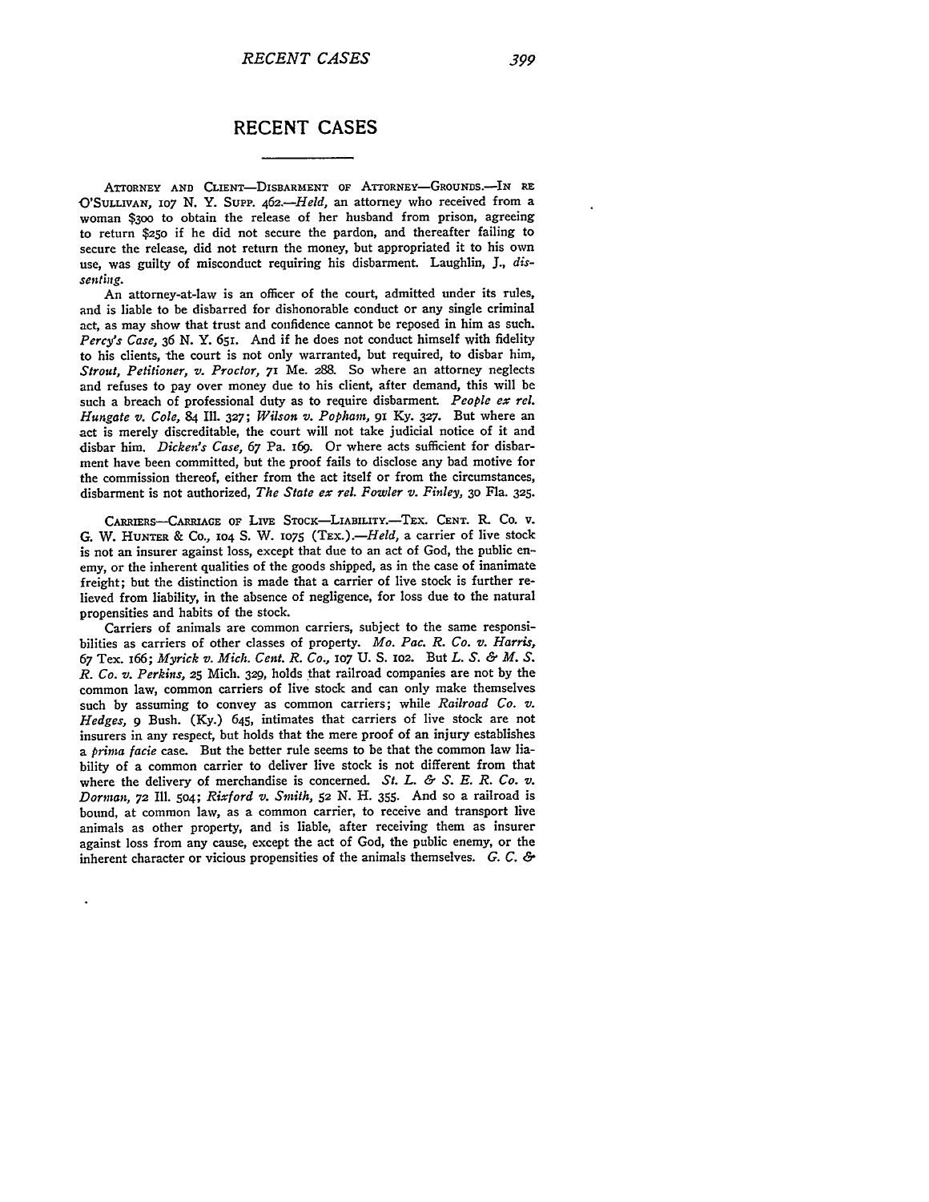# RECENT CASES

ATTORNEY AND CLIENT—DISBARMENT OF ATTORNEY—GROUNDS.—IN RE O'SULLIVAN, 107 N. Y. SUPP. 462.—*Held*, an attorney who received from a woman $300 to obtain the release of her husband from prison, agreeing to return $250 if he did not secure the pardon, and thereafter failing to secure the release, did not return the money, but appropriated it to his own use, was guilty of misconduct requiring his disbarment. Laughlin, J., *dissenting*.

An attorney-at-law is an officer of the court, admitted under its rules, and is liable to be disbarred for dishonorable conduct or any single criminal act, as may show that trust and confidence cannot be reposed in him as such. *Percy's Case*, 36 N. Y. 651. And if he does not conduct himself with fidelity to his clients, the court is not only warranted, but required, to disbar him, *Strout, Petitioner, v. Proctor*, 71 Me. 288. So where an attorney neglects and refuses to pay over money due to his client, after demand, this will be such a breach of professional duty as to require disbarment. *People ex rel. Hungate v. Cole*, 84 Ill. 327; *Wilson v. Popham*, 91 Ky. 327. But where an act is merely discreditable, the court will not take judicial notice of it and disbar him. *Dicken's Case*, 67 Pa. 169. Or where acts sufficient for disbarment have been committed, but the proof fails to disclose any bad motive for the commission thereof, either from the act itself or from the circumstances, disbarment is not authorized, *The State ex rel. Fowler v. Finley*, 30 Fla. 325.

CARRIERS—CARRIAGE OF LIVE STOCK—LIABILITY.—TEX. CENT. R. CO. v. G. W. HUNTER & CO., 104 S. W. 1075 (TEX.).—*Held*, a carrier of live stock is not an insurer against loss, except that due to an act of God, the public enemy, or the inherent qualities of the goods shipped, as in the case of inanimate freight; but the distinction is made that a carrier of live stock is further relieved from liability, in the absence of negligence, for loss due to the natural propensities and habits of the stock.

Carriers of animals are common carriers, subject to the same responsibilities as carriers of other classes of property. *Mo. Pac. R. Co. v. Harris*, 67 Tex. 166; *Myrick v. Mich. Cent. R. Co.*, 107 U. S. 102. But *L. S. & M. S. R. Co. v. Perkins*, 25 Mich. 329, holds that railroad companies are not by the common law, common carriers of live stock and can only make themselves such by assuming to convey as common carriers; while *Railroad Co. v. Hedges*, 9 Bush. (Ky.) 645, intimates that carriers of live stock are not insurers in any respect, but holds that the mere proof of an injury establishes a *prima facie* case. But the better rule seems to be that the common law liability of a common carrier to deliver live stock is not different from that where the delivery of merchandise is concerned. *St. L. & S. E. R. Co. v. Dorman*, 72 Ill. 504; *Rixford v. Smith*, 52 N. H. 355. And so a railroad is bound, at common law, as a common carrier, to receive and transport live animals as other property, and is liable, after receiving them as insurer against loss from any cause, except the act of God, the public enemy, or the inherent character or vicious propensities of the animals themselves. *G. C. &*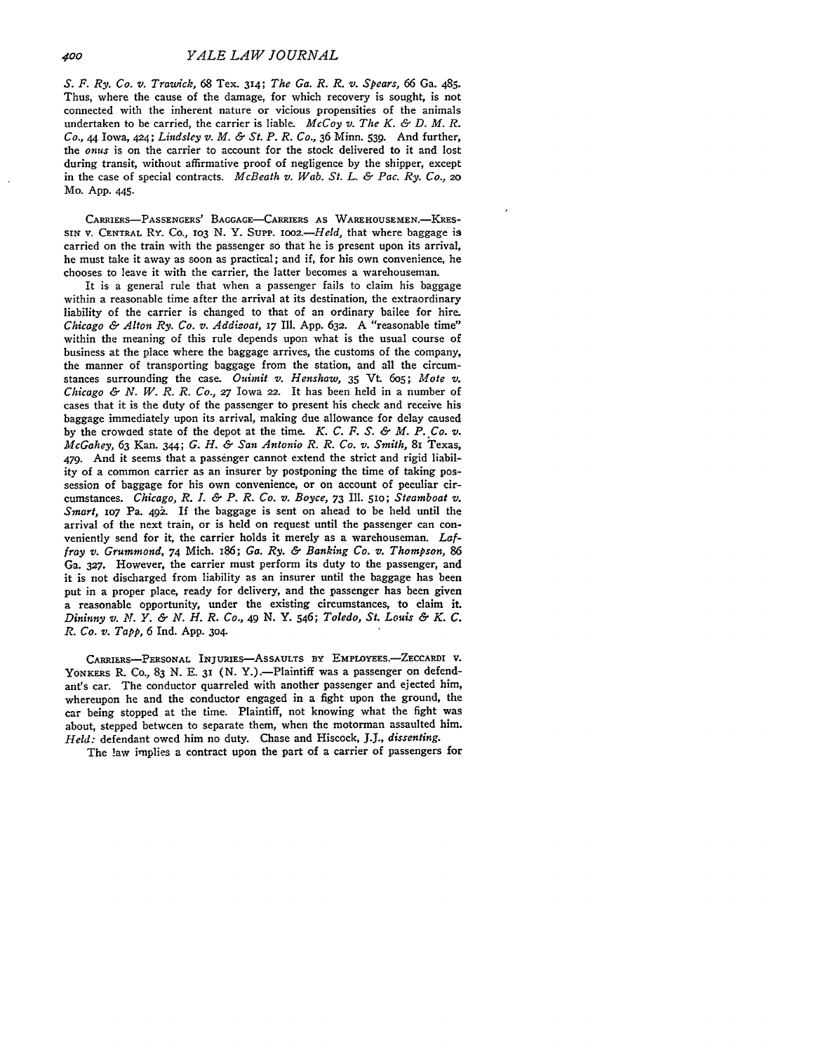*S. F. Ry. Co. v. Trawick,* 68 Tex. 314; *The Ga. R. R. v. Spears,* 66 Ga. 485. Thus, where the cause of the damage, for which recovery is sought, is not connected with the inherent nature or vicious propensities of the animals undertaken to be carried, the carrier is liable. *McCoy v. The K. & D. M. R. Co.,* 44 Iowa, 424; *Lindsley v. M. & St. P. R. Co.,* 36 Minn. 539. And further, the *onus* is on the carrier to account for the stock delivered to it and lost during transit, without affirmative proof of negligence by the shipper, except in the case of special contracts. *McBeath v. Wab. St. L. & Pac. Ry. Co.,* 20 Mo. App. 445.

CARRIERS—PASSENGERS' BAGGAGE—CARRIERS AS WAREHOUSEMEN.—KRESSIN v. CENTRAL RY. CO., 103 N. Y. SUPP. 1002.—*Held,* that where baggage is carried on the train with the passenger so that he is present upon its arrival, he must take it away as soon as practical; and if, for his own convenience, he chooses to leave it with the carrier, the latter becomes a warehouseman.

It is a general rule that when a passenger fails to claim his baggage within a reasonable time after the arrival at its destination, the extraordinary liability of the carrier is changed to that of an ordinary bailee for hire. *Chicago & Alton Ry. Co. v. Addizoat,* 17 Ill. App. 632. A "reasonable time" within the meaning of this rule depends upon what is the usual course of business at the place where the baggage arrives, the customs of the company, the manner of transporting baggage from the station, and all the circumstances surrounding the case. *Ouimit v. Henshaw,* 35 Vt. 605; *Mote v. Chicago & N. W. R. R. Co.,* 27 Iowa 22. It has been held in a number of cases that it is the duty of the passenger to present his check and receive his baggage immediately upon its arrival, making due allowance for delay caused by the crowded state of the depot at the time. *K. C. F. S. & M. P. Co. v. McGahey,* 63 Kan. 344; *G. H. & San Antonio R. R. Co. v. Smith,* 81 Texas, 479. And it seems that a passenger cannot extend the strict and rigid liability of a common carrier as an insurer by postponing the time of taking possession of baggage for his own convenience, or on account of peculiar circumstances. *Chicago, R. I. & P. R. Co. v. Boyce,* 73 Ill. 510; *Steamboat v. Smart,* 107 Pa. 492. If the baggage is sent on ahead to be held until the arrival of the next train, or is held on request until the passenger can conveniently send for it, the carrier holds it merely as a warehouseman. *Laffray v. Grummond,* 74 Mich. 186; *Ga. Ry. & Banking Co. v. Thompson,* 86 Ga. 327. However, the carrier must perform its duty to the passenger, and it is not discharged from liability as an insurer until the baggage has been put in a proper place, ready for delivery, and the passenger has been given a reasonable opportunity, under the existing circumstances, to claim it. *Dininny v. N. Y. & N. H. R. Co.,* 49 N. Y. 546; *Toledo, St. Louis & K. C. R. Co. v. Tapp,* 6 Ind. App. 304.

CARRIERS—PERSONAL INJURIES—ASSAULTS BY EMPLOYEES.—ZECCARDI v. YONKERS R. CO., 83 N. E. 31 (N. Y.).—Plaintiff was a passenger on defendant's car. The conductor quarreled with another passenger and ejected him, whereupon he and the conductor engaged in a fight upon the ground, the car being stopped at the time. Plaintiff, not knowing what the fight was about, stepped between to separate them, when the motorman assaulted him. *Held:* defendant owed him no duty. Chase and Hiscock, J.J., *dissenting.*

The law implies a contract upon the part of a carrier of passengers for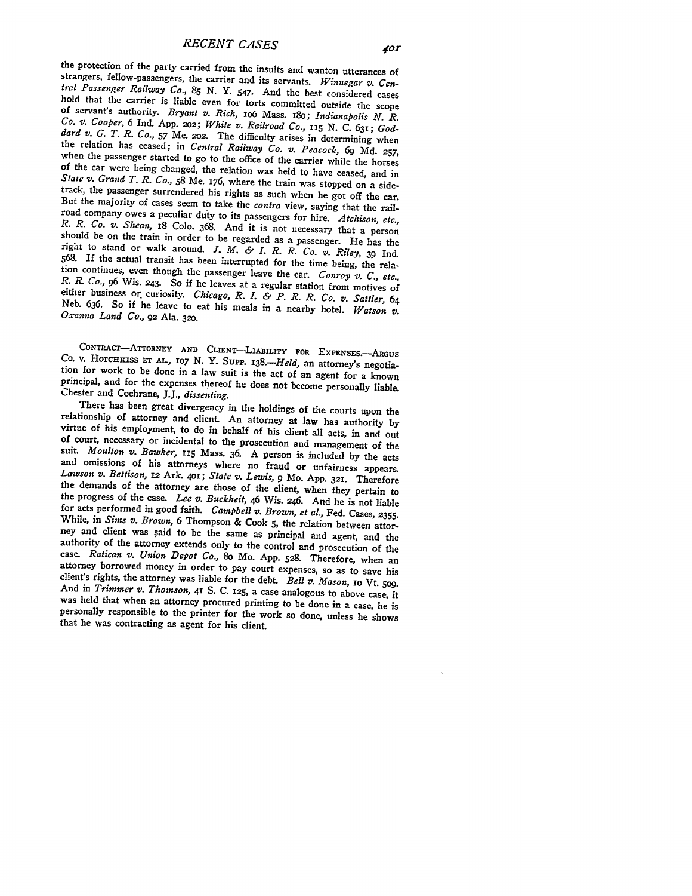the protection of the party carried from the insults and wanton utterances of strangers, fellow-passengers, the carrier and its servants. *Winnegar v. Central Passenger Railway Co.*, 85 N. Y. 547. And the best considered cases hold that the carrier is liable even for torts committed outside the scope of servant's authority. *Bryant v. Rich*, 106 Mass. 180; *Indianapolis N. R. Co. v. Cooper*, 6 Ind. App. 202; *White v. Railroad Co.*, 115 N. C. 631; *Goddard v. G. T. R. Co.*, 57 Me. 202. The difficulty arises in determining when the relation has ceased; in *Central Railway Co. v. Peacock*, 69 Md. 257, when the passenger started to go to the office of the carrier while the horses of the car were being changed, the relation was held to have ceased, and in *State v. Grand T. R. Co.*, 58 Me. 176, where the train was stopped on a sidetrack, the passenger surrendered his rights as such when he got off the car. But the majority of cases seem to take the *contra* view, saying that the railroad company owes a peculiar duty to its passengers for hire. *Atchison, etc., R. R. Co. v. Shean*, 18 Colo. 368. And it is not necessary that a person should be on the train in order to be regarded as a passenger. He has the right to stand or walk around. *J. M. & I. R. R. Co. v. Riley*, 39 Ind. 568. If the actual transit has been interrupted for the time being, the relation continues, even though the passenger leave the car. *Conroy v. C., etc., R. R. Co.*, 96 Wis. 243. So if he leaves at a regular station from motives of either business or curiosity. *Chicago, R. I. & P. R. R. Co. v. Sattler*, 64 Neb. 636. So if he leave to eat his meals in a nearby hotel. *Watson v. Oxanna Land Co.*, 92 Ala. 320.

CONTRACT—ATTORNEY AND CLIENT—LIABILITY FOR EXPENSES.—ARGUS CO. v. HOTCHKISS ET AL., 107 N. Y. SUPP. 138.—*Held*, an attorney's negotiation for work to be done in a law suit is the act of an agent for a known principal, and for the expenses thereof he does not become personally liable. Chester and Cochrane, J.J., *dissenting*.

There has been great divergency in the holdings of the courts upon the relationship of attorney and client. An attorney at law has authority by virtue of his employment, to do in behalf of his client all acts, in and out of court, necessary or incidental to the prosecution and management of the suit. *Moulton v. Bawker*, 115 Mass. 36. A person is included by the acts and omissions of his attorneys where no fraud or unfairness appears. *Lawson v. Bettison*, 12 Ark. 401; *State v. Lewis*, 9 Mo. App. 321. Therefore the demands of the attorney are those of the client, when they pertain to the progress of the case. *Lee v. Buckheit*, 46 Wis. 246. And he is not liable for acts performed in good faith. *Campbell v. Brown, et al.*, Fed. Cases, 2355. While, in *Sims v. Brown*, 6 Thompson & Cook 5, the relation between attorney and client was said to be the same as principal and agent, and the authority of the attorney extends only to the control and prosecution of the case. *Ratican v. Union Depot Co.*, 80 Mo. App. 528. Therefore, when an attorney borrowed money in order to pay court expenses, so as to save his client's rights, the attorney was liable for the debt. *Bell v. Mason*, 10 Vt. 509. And in *Trimmer v. Thomson*, 41 S. C. 125, a case analogous to above case, it was held that when an attorney procured printing to be done in a case, he is personally responsible to the printer for the work so done, unless he shows that he was contracting as agent for his client.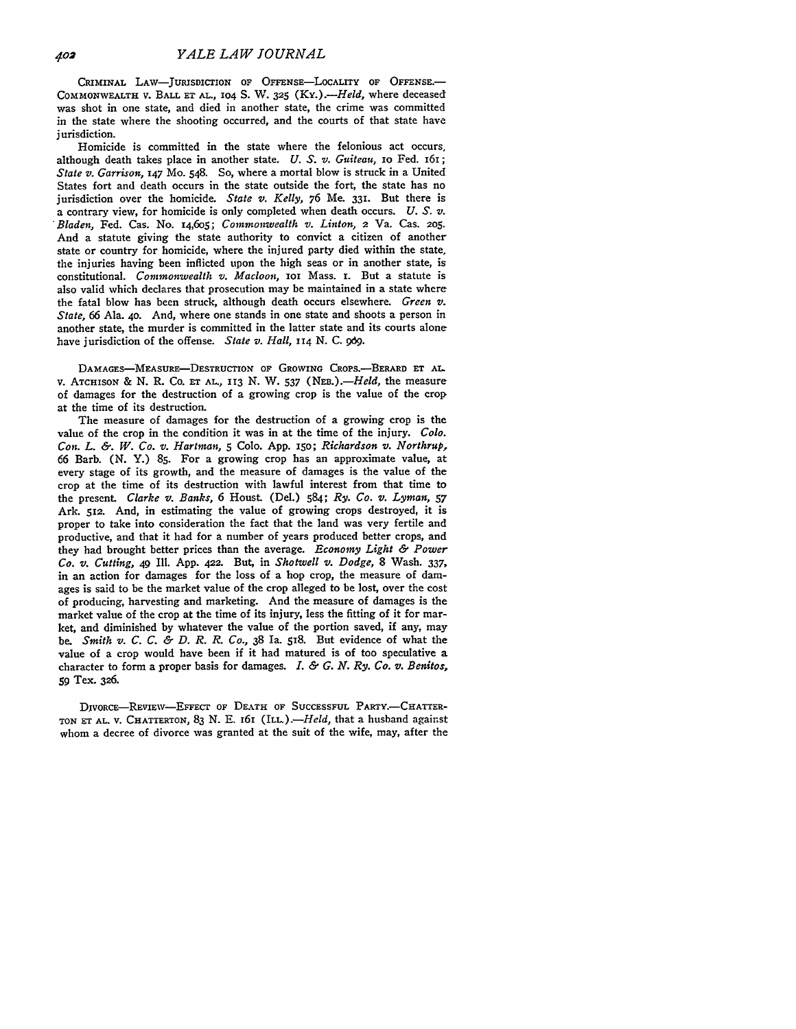CRIMINAL LAW—JURISDICTION OF OFFENSE—LOCALITY OF OFFENSE.—COMMONWEALTH V. BALL ET AL., 104 S. W. 325 (KY.).—*Held*, where deceased was shot in one state, and died in another state, the crime was committed in the state where the shooting occurred, and the courts of that state have jurisdiction.

Homicide is committed in the state where the felonious act occurs, although death takes place in another state. *U. S. v. Guiteau*, 10 Fed. 161; *State v. Garrison*, 147 Mo. 548. So, where a mortal blow is struck in a United States fort and death occurs in the state outside the fort, the state has no jurisdiction over the homicide. *State v. Kelly*, 76 Me. 331. But there is a contrary view, for homicide is only completed when death occurs. *U. S. v. Bladen*, Fed. Cas. No. 14,605; *Commonwealth v. Linton*, 2 Va. Cas. 205. And a statute giving the state authority to convict a citizen of another state or country for homicide, where the injured party died within the state, the injuries having been inflicted upon the high seas or in another state, is constitutional. *Commonwealth v. Macloon*, 101 Mass. 1. But a statute is also valid which declares that prosecution may be maintained in a state where the fatal blow has been struck, although death occurs elsewhere. *Green v. State*, 66 Ala. 40. And, where one stands in one state and shoots a person in another state, the murder is committed in the latter state and its courts alone have jurisdiction of the offense. *State v. Hall*, 114 N. C. 969.

DAMAGES—MEASURE—DESTRUCTION OF GROWING CROPS.—BERARD ET AL. V. ATCHISON & N. R. CO. ET AL., 113 N. W. 537 (NEB.).—*Held*, the measure of damages for the destruction of a growing crop is the value of the crop at the time of its destruction.

The measure of damages for the destruction of a growing crop is the value of the crop in the condition it was in at the time of the injury. *Colo. Con. L. & W. Co. v. Hartman*, 5 Colo. App. 150; *Richardson v. Northrup*, 66 Barb. (N. Y.) 85. For a growing crop has an approximate value, at every stage of its growth, and the measure of damages is the value of the crop at the time of its destruction with lawful interest from that time to the present. *Clarke v. Banks*, 6 Houst. (Del.) 584; *Ry. Co. v. Lyman*, 57 Ark. 512. And, in estimating the value of growing crops destroyed, it is proper to take into consideration the fact that the land was very fertile and productive, and that it had for a number of years produced better crops, and they had brought better prices than the average. *Economy Light & Power Co. v. Cutting*, 49 Ill. App. 422. But, in *Shotwell v. Dodge*, 8 Wash. 337, in an action for damages for the loss of a hop crop, the measure of damages is said to be the market value of the crop alleged to be lost, over the cost of producing, harvesting and marketing. And the measure of damages is the market value of the crop at the time of its injury, less the fitting of it for market, and diminished by whatever the value of the portion saved, if any, may be. *Smith v. C. C. & D. R. R. Co.*, 38 Ia. 518. But evidence of what the value of a crop would have been if it had matured is of too speculative a character to form a proper basis for damages. *I. & G. N. Ry. Co. v. Benitos*, 59 Tex. 326.

DIVORCE—REVIEW—EFFECT OF DEATH OF SUCCESSFUL PARTY.—CHATTERTON ET AL. V. CHATTERTON, 83 N. E. 161 (ILL.).—*Held*, that a husband against whom a decree of divorce was granted at the suit of the wife, may, after the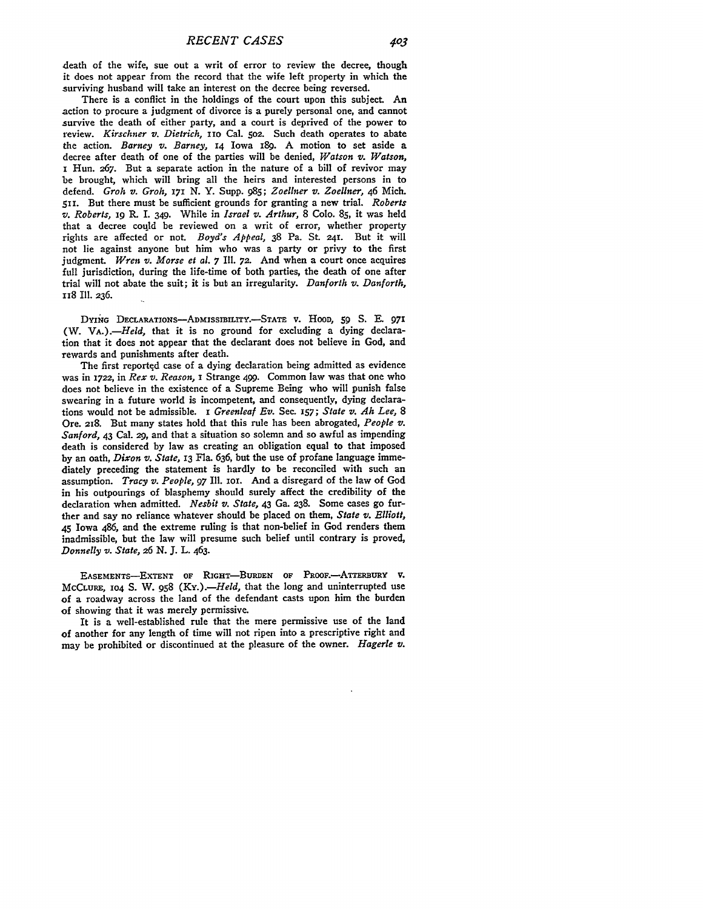death of the wife, sue out a writ of error to review the decree, though it does not appear from the record that the wife left property in which the surviving husband will take an interest on the decree being reversed.

There is a conflict in the holdings of the court upon this subject. An action to procure a judgment of divorce is a purely personal one, and cannot survive the death of either party, and a court is deprived of the power to review. *Kirschner v. Dietrich*, 110 Cal. 502. Such death operates to abate the action. *Barney v. Barney*, 14 Iowa 189. A motion to set aside a decree after death of one of the parties will be denied, *Watson v. Watson*, 1 Hun. 267. But a separate action in the nature of a bill of revivor may be brought, which will bring all the heirs and interested persons in to defend. *Groh v. Groh*, 171 N. Y. Supp. 985; *Zoellner v. Zoellner*, 46 Mich. 511. But there must be sufficient grounds for granting a new trial. *Roberts v. Roberts*, 19 R. I. 349. While in *Israel v. Arthur*, 8 Colo. 85, it was held that a decree could be reviewed on a writ of error, whether property rights are affected or not. *Boyd's Appeal*, 38 Pa. St. 241. But it will not lie against anyone but him who was a party or privy to the first judgment. *Wren v. Morse et al.* 7 Ill. 72. And when a court once acquires full jurisdiction, during the life-time of both parties, the death of one after trial will not abate the suit; it is but an irregularity. *Danforth v. Danforth*, 118 Ill. 236.

DYING DECLARATIONS—ADMISSIBILITY.—STATE v. HOOD, 59 S. E. 971 (W. VA.).—*Held*, that it is no ground for excluding a dying declaration that it does not appear that the declarant does not believe in God, and rewards and punishments after death.

The first reported case of a dying declaration being admitted as evidence was in 1722, in *Rex v. Reason*, 1 Strange 499. Common law was that one who does not believe in the existence of a Supreme Being who will punish false swearing in a future world is incompetent, and consequently, dying declarations would not be admissible. 1 *Greenleaf Ev.* Sec. 157; *State v. Ah Lee*, 8 Ore. 218. But many states hold that this rule has been abrogated, *People v. Sanford*, 43 Cal. 29, and that a situation so solemn and so awful as impending death is considered by law as creating an obligation equal to that imposed by an oath, *Dixon v. State*, 13 Fla. 636, but the use of profane language immediately preceding the statement is hardly to be reconciled with such an assumption. *Tracy v. People*, 97 Ill. 101. And a disregard of the law of God in his outpourings of blasphemy should surely affect the credibility of the declaration when admitted. *Nesbit v. State*, 43 Ga. 238. Some cases go further and say no reliance whatever should be placed on them, *State v. Elliott*, 45 Iowa 486, and the extreme ruling is that non-belief in God renders them inadmissible, but the law will presume such belief until contrary is proved, *Donnelly v. State*, 26 N. J. L. 463.

EASEMENTS—EXTENT OF RIGHT—BURDEN OF PROOF.—ATTERBURY v. McCLURE, 104 S. W. 958 (KY.).—*Held*, that the long and uninterrupted use of a roadway across the land of the defendant casts upon him the burden of showing that it was merely permissive.

It is a well-established rule that the mere permissive use of the land of another for any length of time will not ripen into a prescriptive right and may be prohibited or discontinued at the pleasure of the owner. *Hagerle v.*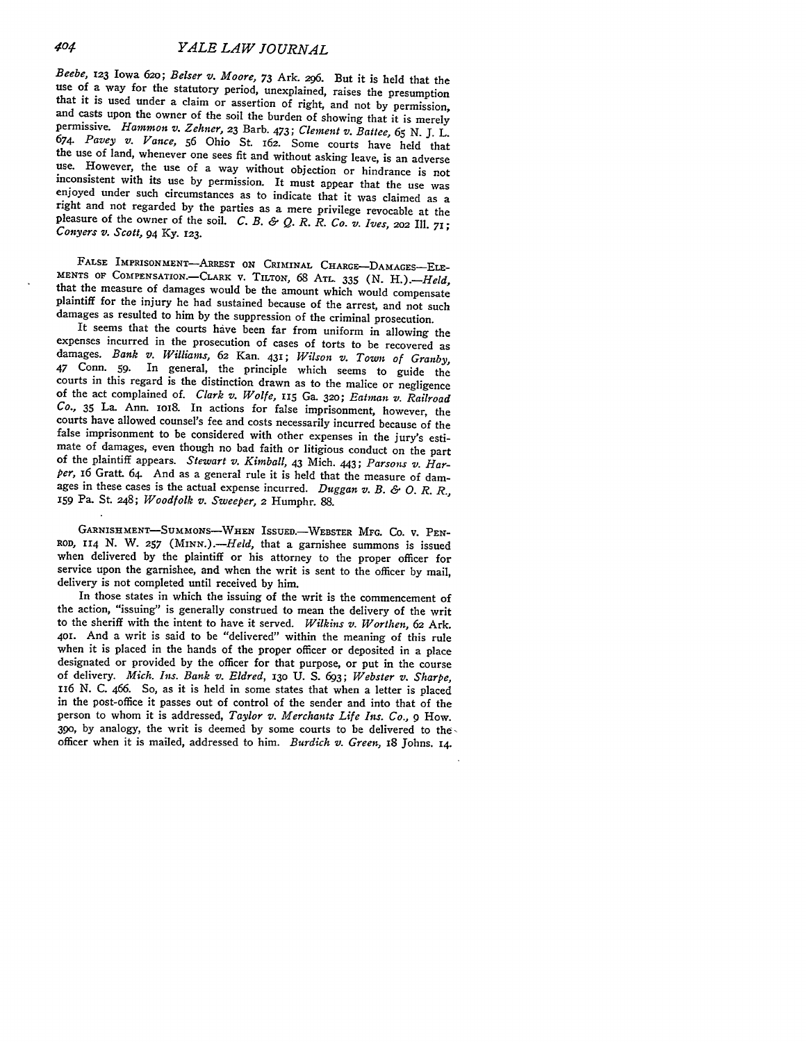*Beebe,* 123 Iowa 620; *Belser v. Moore,* 73 Ark. 296. But it is held that the use of a way for the statutory period, unexplained, raises the presumption that it is used under a claim or assertion of right, and not by permission, and casts upon the owner of the soil the burden of showing that it is merely permissive. *Hammon v. Zehner,* 23 Barb. 473; *Clement v. Battee,* 65 N. J. L. 674. *Pavey v. Vance,* 56 Ohio St. 162. Some courts have held that the use of land, whenever one sees fit and without asking leave, is an adverse use. However, the use of a way without objection or hindrance is not inconsistent with its use by permission. It must appear that the use was enjoyed under such circumstances as to indicate that it was claimed as a right and not regarded by the parties as a mere privilege revocable at the pleasure of the owner of the soil. *C. B. & Q. R. R. Co. v. Ives,* 202 Ill. 71; *Conyers v. Scott,* 94 Ky. 123.

FALSE IMPRISONMENT—ARREST ON CRIMINAL CHARGE—DAMAGES—ELEMENTS OF COMPENSATION.—CLARK v. TILTON, 68 ATL. 335 (N. H.).—*Held,* that the measure of damages would be the amount which would compensate plaintiff for the injury he had sustained because of the arrest, and not such damages as resulted to him by the suppression of the criminal prosecution.

It seems that the courts have been far from uniform in allowing the expenses incurred in the prosecution of cases of torts to be recovered as damages. *Bank v. Williams,* 62 Kan. 431; *Wilson v. Town of Granby,* 47 Conn. 59. In general, the principle which seems to guide the courts in this regard is the distinction drawn as to the malice or negligence of the act complained of. *Clark v. Wolfe,* 115 Ga. 320; *Eatman v. Railroad Co.,* 35 La. Ann. 1018. In actions for false imprisonment, however, the courts have allowed counsel's fee and costs necessarily incurred because of the false imprisonment to be considered with other expenses in the jury's estimate of damages, even though no bad faith or litigious conduct on the part of the plaintiff appears. *Stewart v. Kimball,* 43 Mich. 443; *Parsons v. Harper,* 16 Gratt. 64. And as a general rule it is held that the measure of damages in these cases is the actual expense incurred. *Duggan v. B. & O. R. R.,* 159 Pa. St. 248; *Woodfolk v. Sweeper,* 2 Humphr. 88.

GARNISHMENT—SUMMONS—WHEN ISSUED.—WEBSTER MFG. CO. v. PENROD, 114 N. W. 257 (MINN.).—*Held,* that a garnishee summons is issued when delivered by the plaintiff or his attorney to the proper officer for service upon the garnishee, and when the writ is sent to the officer by mail, delivery is not completed until received by him.

In those states in which the issuing of the writ is the commencement of the action, "issuing" is generally construed to mean the delivery of the writ to the sheriff with the intent to have it served. *Wilkins v. Worthen,* 62 Ark. 401. And a writ is said to be "delivered" within the meaning of this rule when it is placed in the hands of the proper officer or deposited in a place designated or provided by the officer for that purpose, or put in the course of delivery. *Mich. Ins. Bank v. Eldred,* 130 U. S. 693; *Webster v. Sharpe,* 116 N. C. 466. So, as it is held in some states that when a letter is placed in the post-office it passes out of control of the sender and into that of the person to whom it is addressed, *Taylor v. Merchants Life Ins. Co.,* 9 How. 390, by analogy, the writ is deemed by some courts to be delivered to the officer when it is mailed, addressed to him. *Burdich v. Green,* 18 Johns. 14.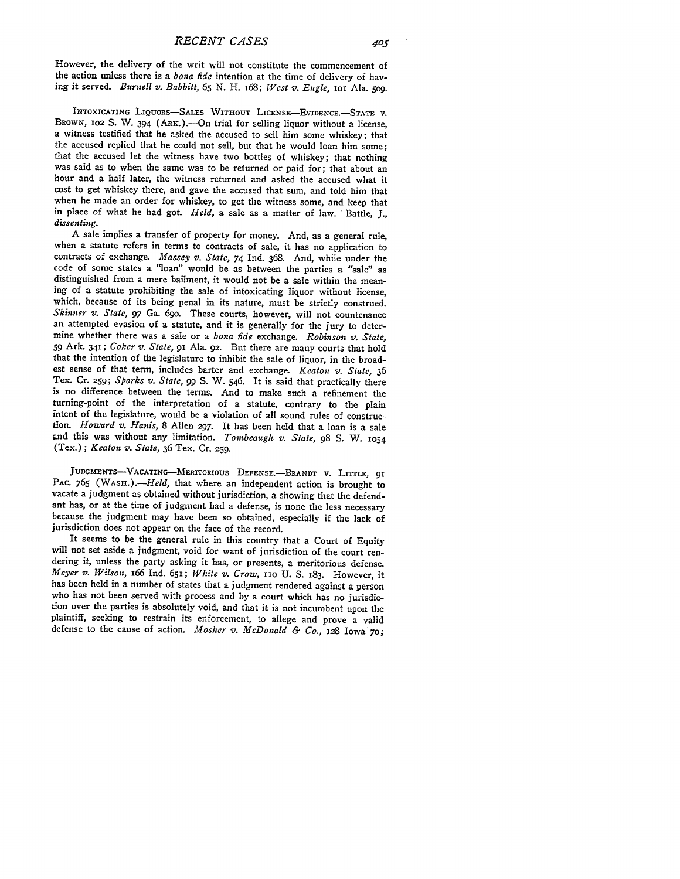However, the delivery of the writ will not constitute the commencement of the action unless there is a *bona fide* intention at the time of delivery of having it served. *Burnell v. Babbitt*, 65 N. H. 168; *West v. Engle*, 101 Ala. 509.

INTOXICATING LIQUORS—SALES WITHOUT LICENSE—EVIDENCE.—STATE V. BROWN, 102 S. W. 394 (ARK.).—On trial for selling liquor without a license, a witness testified that he asked the accused to sell him some whiskey; that the accused replied that he could not sell, but that he would loan him some; that the accused let the witness have two bottles of whiskey; that nothing was said as to when the same was to be returned or paid for; that about an hour and a half later, the witness returned and asked the accused what it cost to get whiskey there, and gave the accused that sum, and told him that when he made an order for whiskey, to get the witness some, and keep that in place of what he had got. *Held*, a sale as a matter of law. Battle, J., *dissenting*.

A sale implies a transfer of property for money. And, as a general rule, when a statute refers in terms to contracts of sale, it has no application to contracts of exchange. *Massey v. State*, 74 Ind. 368. And, while under the code of some states a "loan" would be as between the parties a "sale" as distinguished from a mere bailment, it would not be a sale within the meaning of a statute prohibiting the sale of intoxicating liquor without license, which, because of its being penal in its nature, must be strictly construed. *Skinner v. State*, 97 Ga. 690. These courts, however, will not countenance an attempted evasion of a statute, and it is generally for the jury to determine whether there was a sale or a *bona fide* exchange. *Robinson v. State*, 59 Ark. 341; *Coker v. State*, 91 Ala. 92. But there are many courts that hold that the intention of the legislature to inhibit the sale of liquor, in the broadest sense of that term, includes barter and exchange. *Keaton v. State*, 36 Tex. Cr. 259; *Sparks v. State*, 99 S. W. 546. It is said that practically there is no difference between the terms. And to make such a refinement the turning-point of the interpretation of a statute, contrary to the plain intent of the legislature, would be a violation of all sound rules of construction. *Howard v. Hanis*, 8 Allen 297. It has been held that a loan is a sale and this was without any limitation. *Tombeaugh v. State*, 98 S. W. 1054 (Tex.); *Keaton v. State*, 36 Tex. Cr. 259.

JUDGMENTS—VACATING—MERITORIOUS DEFENSE.—BRANDT V. LITTLE, 91 PAC. 765 (WASH.).—*Held*, that where an independent action is brought to vacate a judgment as obtained without jurisdiction, a showing that the defendant has, or at the time of judgment had a defense, is none the less necessary because the judgment may have been so obtained, especially if the lack of jurisdiction does not appear on the face of the record.

It seems to be the general rule in this country that a Court of Equity will not set aside a judgment, void for want of jurisdiction of the court rendering it, unless the party asking it has, or presents, a meritorious defense. *Meyer v. Wilson*, 166 Ind. 651; *White v. Crow*, 110 U. S. 183. However, it has been held in a number of states that a judgment rendered against a person who has not been served with process and by a court which has no jurisdiction over the parties is absolutely void, and that it is not incumbent upon the plaintiff, seeking to restrain its enforcement, to allege and prove a valid defense to the cause of action. *Mosher v. McDonald & Co.*, 128 Iowa 70;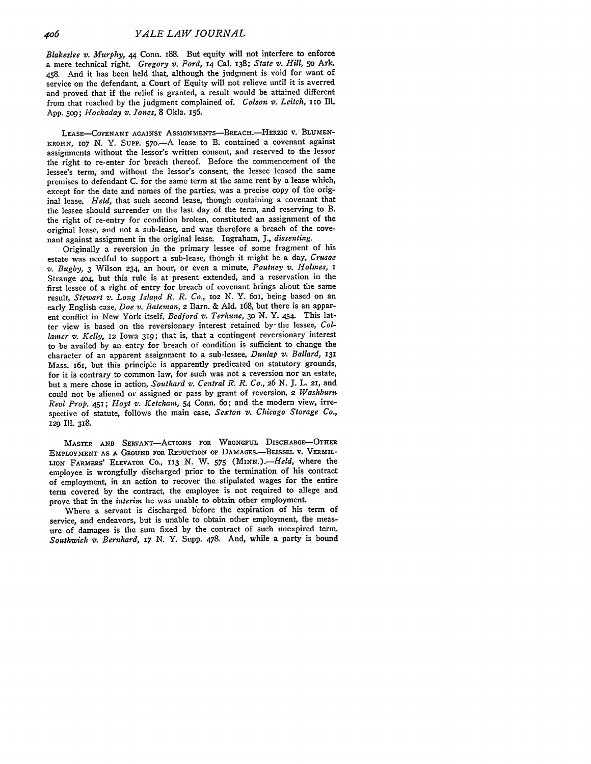*Blakeslee v. Murphy*, 44 Conn. 188. But equity will not interfere to enforce a mere technical right. *Gregory v. Ford*, 14 Cal. 138; *State v. Hill*, 50 Ark. 458. And it has been held that, although the judgment is void for want of service on the defendant, a Court of Equity will not relieve until it is averred and proved that if the relief is granted, a result would be attained different from that reached by the judgment complained of. *Colson v. Leitch*, 110 Ill. App. 509; *Hockaday v. Jones*, 8 Okla. 156.

LEASE—COVENANT AGAINST ASSIGNMENTS—BREACH.—HERZIG V. BLUMENKROHN, 107 N. Y. SUPP. 570.—A lease to B. contained a covenant against assignments without the lessor's written consent, and reserved to the lessor the right to re-enter for breach thereof. Before the commencement of the lessee's term, and without the lessor's consent, the lessee leased the same premises to defendant C. for the same term at the same rent by a lease which, except for the date and names of the parties, was a precise copy of the original lease. *Held*, that such second lease, though containing a covenant that the lessee should surrender on the last day of the term, and reserving to B. the right of re-entry for condition broken, constituted an assignment of the original lease, and not a sub-lease, and was therefore a breach of the covenant against assignment in the original lease. Ingraham, J., *dissenting*.

Originally a reversion in the primary lessee of some fragment of his estate was needful to support a sub-lease, though it might be a day, *Crusoe v. Bugby*, 3 Wilson 234, an hour, or even a minute, *Poutney v. Holmes*, 1 Strange 404, but this rule is at present extended, and a reservation in the first lessee of a right of entry for breach of covenant brings about the same result, *Stewart v. Long Island R. R. Co.*, 102 N. Y. 601, being based on an early English case, *Doe v. Bateman*, 2 Barn. & Ald. 168, but there is an apparent conflict in New York itself, *Bedford v. Terhune*, 30 N. Y. 454. This latter view is based on the reversionary interest retained by the lessee, *Collamer v. Kelly*, 12 Iowa 319; that is, that a contingent reversionary interest to be availed by an entry for breach of condition is sufficient to change the character of an apparent assignment to a sub-lessee, *Dunlap v. Ballard*, 131 Mass. 161, but this principle is apparently predicated on statutory grounds, for it is contrary to common law, for such was not a reversion nor an estate, but a mere chose in action, *Southard v. Central R. R. Co.*, 26 N. J. L. 21, and could not be aliened or assigned or pass by grant of reversion, 2 *Washburn Real Prop.* 451; *Hoyt v. Ketcham*, 54 Conn. 60; and the modern view, irrespective of statute, follows the main case, *Sexton v. Chicago Storage Co.*, 129 Ill. 318.

MASTER AND SERVANT—ACTIONS FOR WRONGFUL DISCHARGE—OTHER EMPLOYMENT AS A GROUND FOR REDUCTION OF DAMAGES.—BEISSEL V. VERMILLION FARMERS' ELEVATOR CO., 113 N. W. 575 (MINN.).—*Held*, where the employee is wrongfully discharged prior to the termination of his contract of employment, in an action to recover the stipulated wages for the entire term covered by the contract, the employee is not required to allege and prove that in the *interim* he was unable to obtain other employment.

Where a servant is discharged before the expiration of his term of service, and endeavors, but is unable to obtain other employment, the measure of damages is the sum fixed by the contract of such unexpired term. *Southwick v. Bernhard*, 17 N. Y. Supp. 478. And, while a party is bound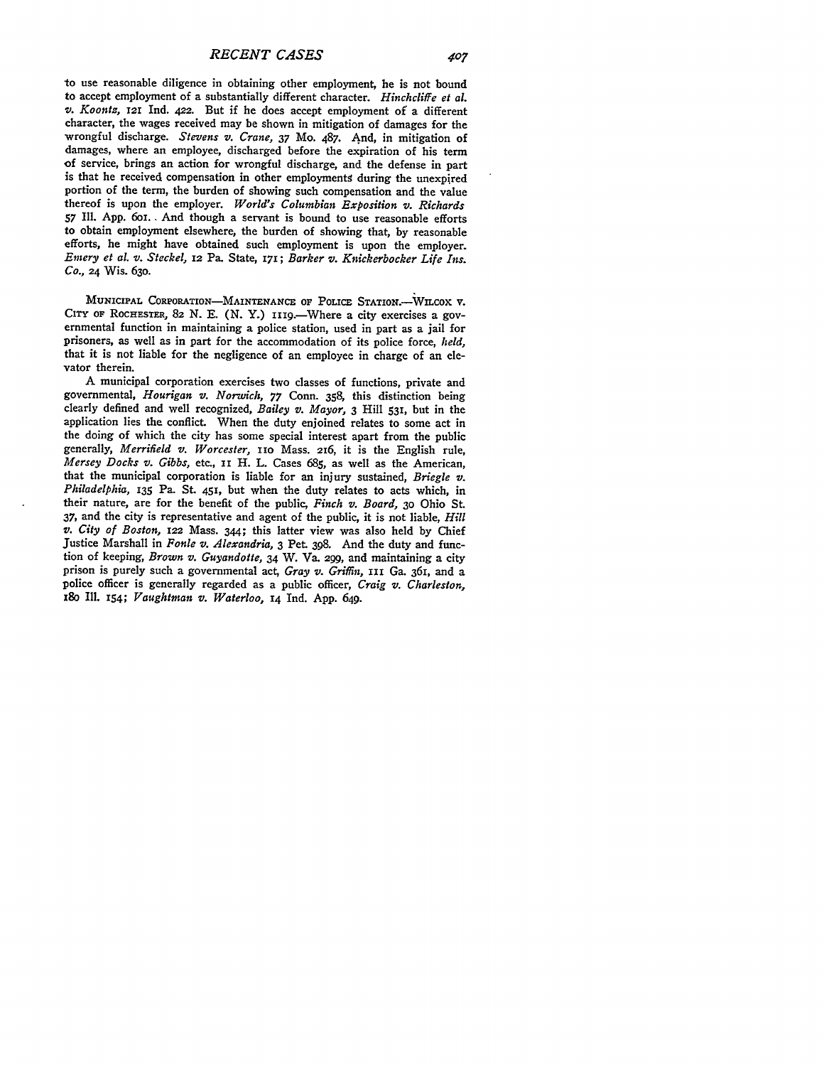to use reasonable diligence in obtaining other employment, he is not bound to accept employment of a substantially different character. *Hinchcliffe et al. v. Koontz*, 121 Ind. 422. But if he does accept employment of a different character, the wages received may be shown in mitigation of damages for the wrongful discharge. *Stevens v. Crane*, 37 Mo. 487. And, in mitigation of damages, where an employee, discharged before the expiration of his term of service, brings an action for wrongful discharge, and the defense in part is that he received compensation in other employments during the unexpired portion of the term, the burden of showing such compensation and the value thereof is upon the employer. *World's Columbian Exposition v. Richards* 57 Ill. App. 601. And though a servant is bound to use reasonable efforts to obtain employment elsewhere, the burden of showing that, by reasonable efforts, he might have obtained such employment is upon the employer. *Emery et al. v. Steckel*, 12 Pa. State, 171; *Barker v. Knickerbocker Life Ins. Co.*, 24 Wis. 630.

MUNICIPAL CORPORATION—MAINTENANCE OF POLICE STATION.—WILCOX v. CITY OF ROCHESTER, 82 N. E. (N. Y.) 1119.—Where a city exercises a governmental function in maintaining a police station, used in part as a jail for prisoners, as well as in part for the accommodation of its police force, *held*, that it is not liable for the negligence of an employee in charge of an elevator therein.

A municipal corporation exercises two classes of functions, private and governmental, *Hourigan v. Norwich*, 77 Conn. 358, this distinction being clearly defined and well recognized, *Bailey v. Mayor*, 3 Hill 531, but in the application lies the conflict. When the duty enjoined relates to some act in the doing of which the city has some special interest apart from the public generally, *Merrifield v. Worcester*, 110 Mass. 216, it is the English rule, *Mersey Docks v. Gibbs*, etc., 11 H. L. Cases 685, as well as the American, that the municipal corporation is liable for an injury sustained, *Briegle v. Philadelphia*, 135 Pa. St. 451, but when the duty relates to acts which, in their nature, are for the benefit of the public, *Finch v. Board*, 30 Ohio St. 37, and the city is representative and agent of the public, it is not liable, *Hill v. City of Boston*, 122 Mass. 344; this latter view was also held by Chief Justice Marshall in *Fonle v. Alexandria*, 3 Pet. 398. And the duty and function of keeping, *Brown v. Guyandotte*, 34 W. Va. 299, and maintaining a city prison is purely such a governmental act, *Gray v. Griffin*, 111 Ga. 361, and a police officer is generally regarded as a public officer, *Craig v. Charleston*, 180 Ill. 154; *Vaughtman v. Waterloo*, 14 Ind. App. 649.